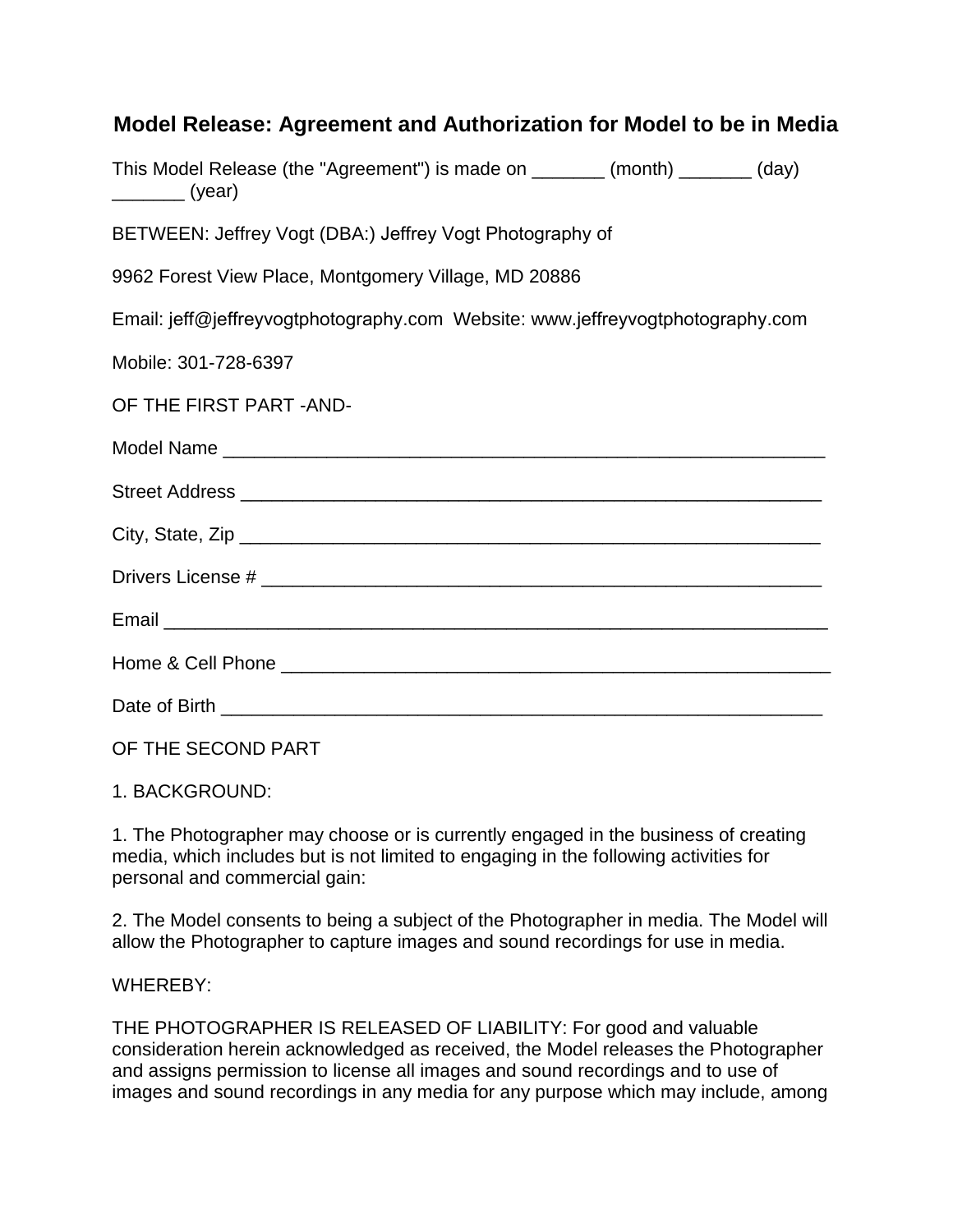## Model Release: Agreement and Authorization for Model to be in Media

This Model Release (the "Agreement") is made on _______ (month) _______ (day) _______ (year)

BETWEEN: Jeffrey Vogt (DBA:) Jeffrey Vogt Photography of

9962 Forest View Place, Montgomery Village, MD 20886

Email: jeff@jeffreyvogtphotography.com  Website: www.jeffreyvogtphotography.com

Mobile: 301-728-6397

OF THE FIRST PART -AND-

Model Name ___________________________________________________________

Street Address _________________________________________________________

City, State, Zip _________________________________________________________

Drivers License # _______________________________________________________

Email _________________________________________________________________

Home & Cell Phone ______________________________________________________

Date of Birth ___________________________________________________________

OF THE SECOND PART

1. BACKGROUND:

1. The Photographer may choose or is currently engaged in the business of creating media, which includes but is not limited to engaging in the following activities for personal and commercial gain:

2. The Model consents to being a subject of the Photographer in media. The Model will allow the Photographer to capture images and sound recordings for use in media.

WHEREBY:

THE PHOTOGRAPHER IS RELEASED OF LIABILITY: For good and valuable consideration herein acknowledged as received, the Model releases the Photographer and assigns permission to license all images and sound recordings and to use of images and sound recordings in any media for any purpose which may include, among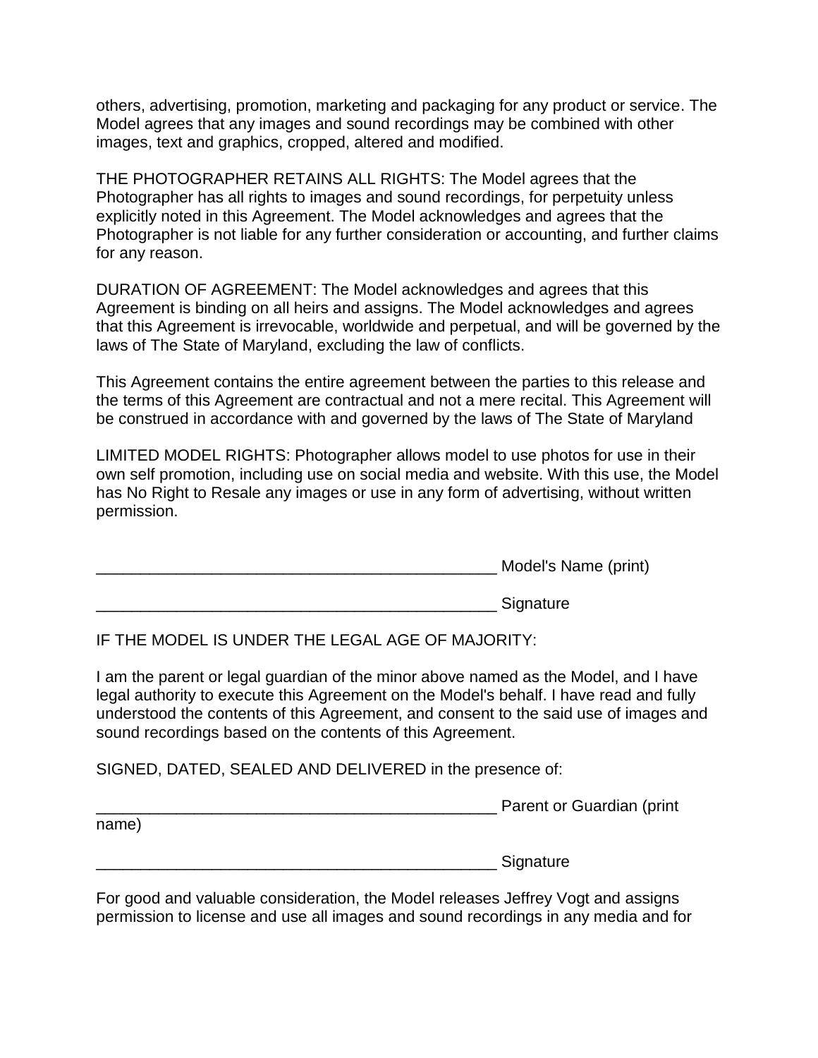others, advertising, promotion, marketing and packaging for any product or service. The Model agrees that any images and sound recordings may be combined with other images, text and graphics, cropped, altered and modified.

THE PHOTOGRAPHER RETAINS ALL RIGHTS: The Model agrees that the Photographer has all rights to images and sound recordings, for perpetuity unless explicitly noted in this Agreement. The Model acknowledges and agrees that the Photographer is not liable for any further consideration or accounting, and further claims for any reason.

DURATION OF AGREEMENT: The Model acknowledges and agrees that this Agreement is binding on all heirs and assigns. The Model acknowledges and agrees that this Agreement is irrevocable, worldwide and perpetual, and will be governed by the laws of The State of Maryland, excluding the law of conflicts.

This Agreement contains the entire agreement between the parties to this release and the terms of this Agreement are contractual and not a mere recital. This Agreement will be construed in accordance with and governed by the laws of The State of Maryland

LIMITED MODEL RIGHTS: Photographer allows model to use photos for use in their own self promotion, including use on social media and website. With this use, the Model has No Right to Resale any images or use in any form of advertising, without written permission.

_______________________________________________ Model's Name (print)

_______________________________________________ Signature

IF THE MODEL IS UNDER THE LEGAL AGE OF MAJORITY:

I am the parent or legal guardian of the minor above named as the Model, and I have legal authority to execute this Agreement on the Model's behalf. I have read and fully understood the contents of this Agreement, and consent to the said use of images and sound recordings based on the contents of this Agreement.

SIGNED, DATED, SEALED AND DELIVERED in the presence of:

_______________________________________________ Parent or Guardian (print name)

_______________________________________________ Signature

For good and valuable consideration, the Model releases Jeffrey Vogt and assigns permission to license and use all images and sound recordings in any media and for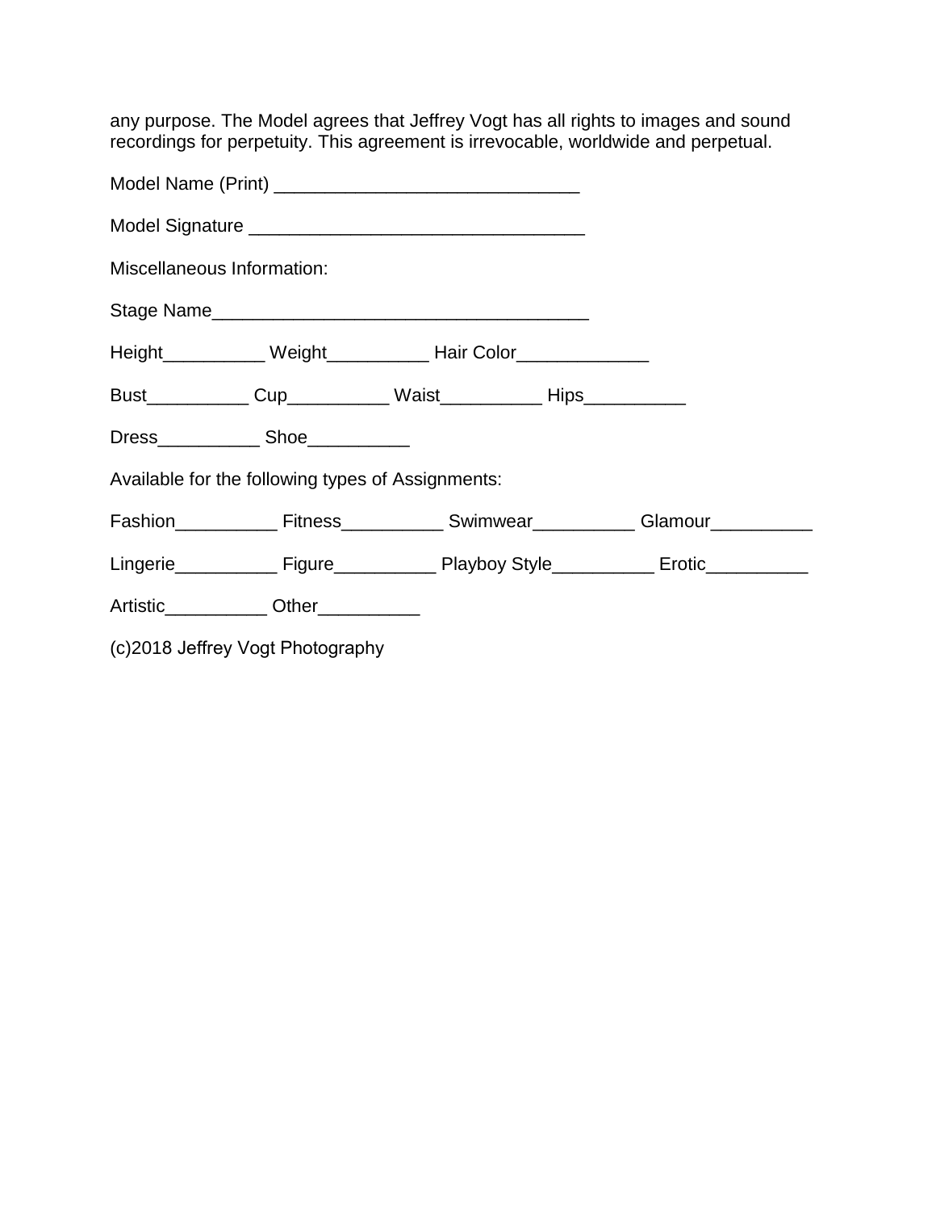any purpose. The Model agrees that Jeffrey Vogt has all rights to images and sound recordings for perpetuity. This agreement is irrevocable, worldwide and perpetual.

Model Name (Print) ______________________________

Model Signature _________________________________

Miscellaneous Information:

Stage Name____________________________________

Height__________ Weight__________ Hair Color_____________

Bust__________ Cup__________ Waist__________ Hips__________

Dress__________ Shoe__________

Available for the following types of Assignments:

Fashion__________ Fitness__________ Swimwear__________ Glamour__________

Lingerie__________ Figure__________ Playboy Style__________ Erotic__________

Artistic__________ Other__________

(c)2018 Jeffrey Vogt Photography